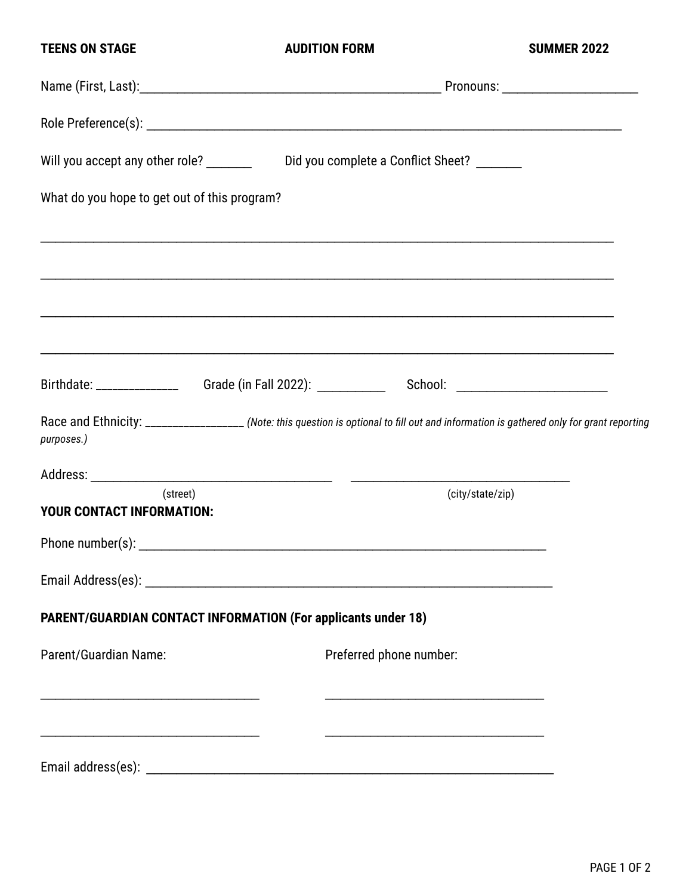**TEENS ON STAGE** **AUDITION FORM** **SUMMER 2022**

Name (First, Last):_______________________________________________ Pronouns: ____________________

Role Preference(s): ____________________________________________________________________________

Will you accept any other role? _______ Did you complete a Conflict Sheet? _______

What do you hope to get out of this program?

____________________________________________________________________________________

____________________________________________________________________________________

____________________________________________________________________________________

____________________________________________________________________________________

Birthdate: ______________ Grade (in Fall 2022): ___________ School: _______________________

Race and Ethnicity: _________________ *(Note: this question is optional to fill out and information is gathered only for grant reporting purposes.)*

Address: _____________________________________ _________________________________

(street) (city/state/zip)

**YOUR CONTACT INFORMATION:**

Phone number(s): ________________________________________________________________

Email Address(es): _______________________________________________________________

**PARENT/GUARDIAN CONTACT INFORMATION (For applicants under 18)**

Parent/Guardian Name: Preferred phone number:

_________________________________ _________________________________

_________________________________ _________________________________

Email address(es): _______________________________________________________________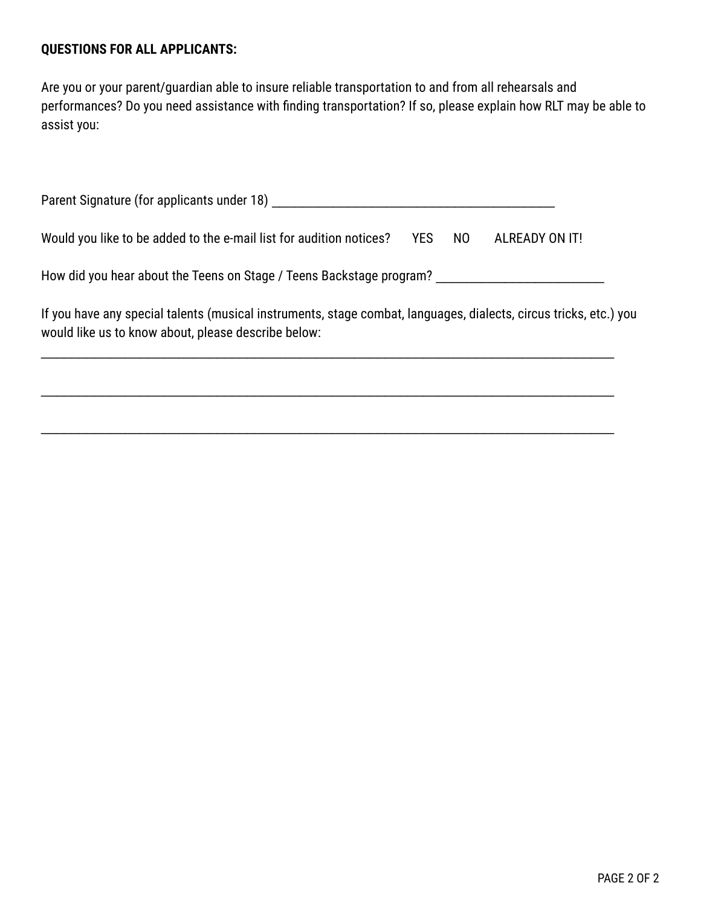**QUESTIONS FOR ALL APPLICANTS:**

Are you or your parent/guardian able to insure reliable transportation to and from all rehearsals and performances? Do you need assistance with finding transportation? If so, please explain how RLT may be able to assist you:

Parent Signature (for applicants under 18) _______________________________________________

Would you like to be added to the e-mail list for audition notices? YES NO ALREADY ON IT!

How did you hear about the Teens on Stage / Teens Backstage program? ___________________________

If you have any special talents (musical instruments, stage combat, languages, dialects, circus tricks, etc.) you would like us to know about, please describe below:

_______________________________________________________________________________________________

_______________________________________________________________________________________________

_______________________________________________________________________________________________